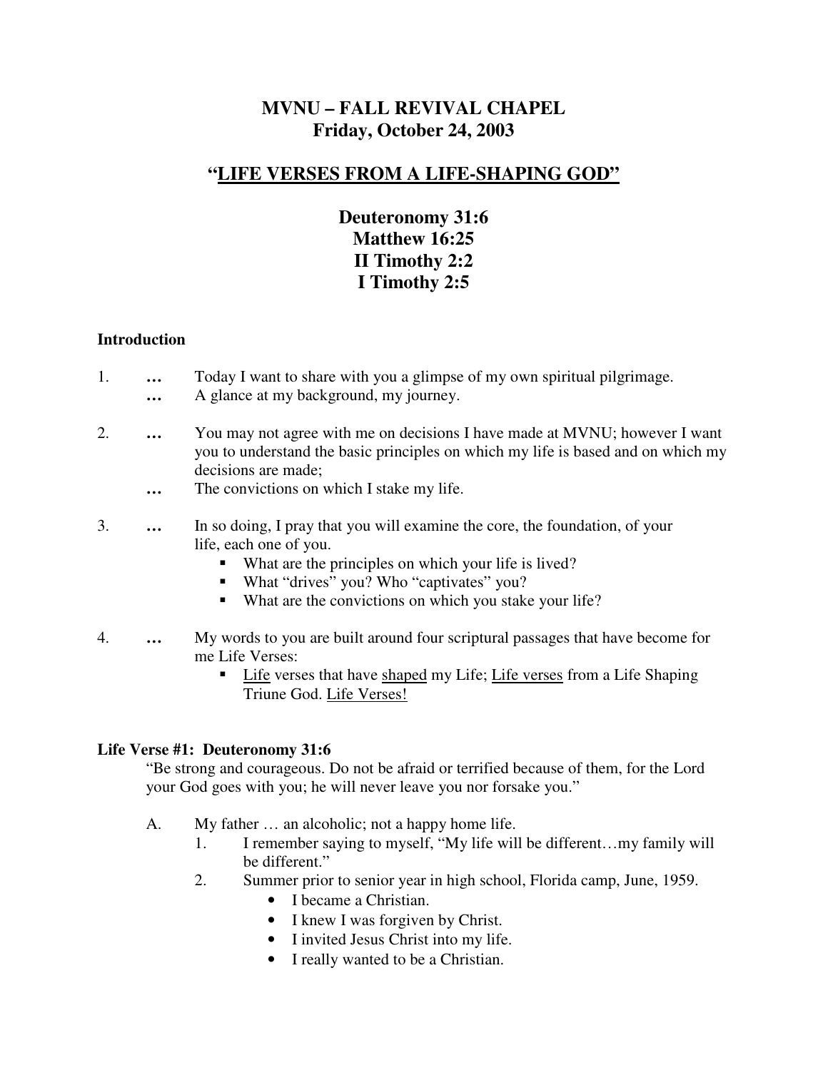# MVNU – FALL REVIVAL CHAPEL
## Friday, October 24, 2003

## "<u>LIFE VERSES FROM A LIFE-SHAPING GOD</u>"

**Deuteronomy 31:6**
**Matthew 16:25**
**II Timothy 2:2**
**I Timothy 2:5**

**Introduction**

1. … Today I want to share with you a glimpse of my own spiritual pilgrimage.
   … A glance at my background, my journey.

2. … You may not agree with me on decisions I have made at MVNU; however I want you to understand the basic principles on which my life is based and on which my decisions are made;
   … The convictions on which I stake my life.

3. … In so doing, I pray that you will examine the core, the foundation, of your life, each one of you.
   - What are the principles on which your life is lived?
   - What "drives" you? Who "captivates" you?
   - What are the convictions on which you stake your life?

4. … My words to you are built around four scriptural passages that have become for me Life Verses:
   - <u>Life</u> verses that have <u>shaped</u> my Life; <u>Life verses</u> from a Life Shaping Triune God. <u>Life Verses!</u>

**Life Verse #1: Deuteronomy 31:6**

"Be strong and courageous. Do not be afraid or terrified because of them, for the Lord your God goes with you; he will never leave you nor forsake you."

A. My father … an alcoholic; not a happy home life.
   1. I remember saying to myself, "My life will be different…my family will be different."
   2. Summer prior to senior year in high school, Florida camp, June, 1959.
      - I became a Christian.
      - I knew I was forgiven by Christ.
      - I invited Jesus Christ into my life.
      - I really wanted to be a Christian.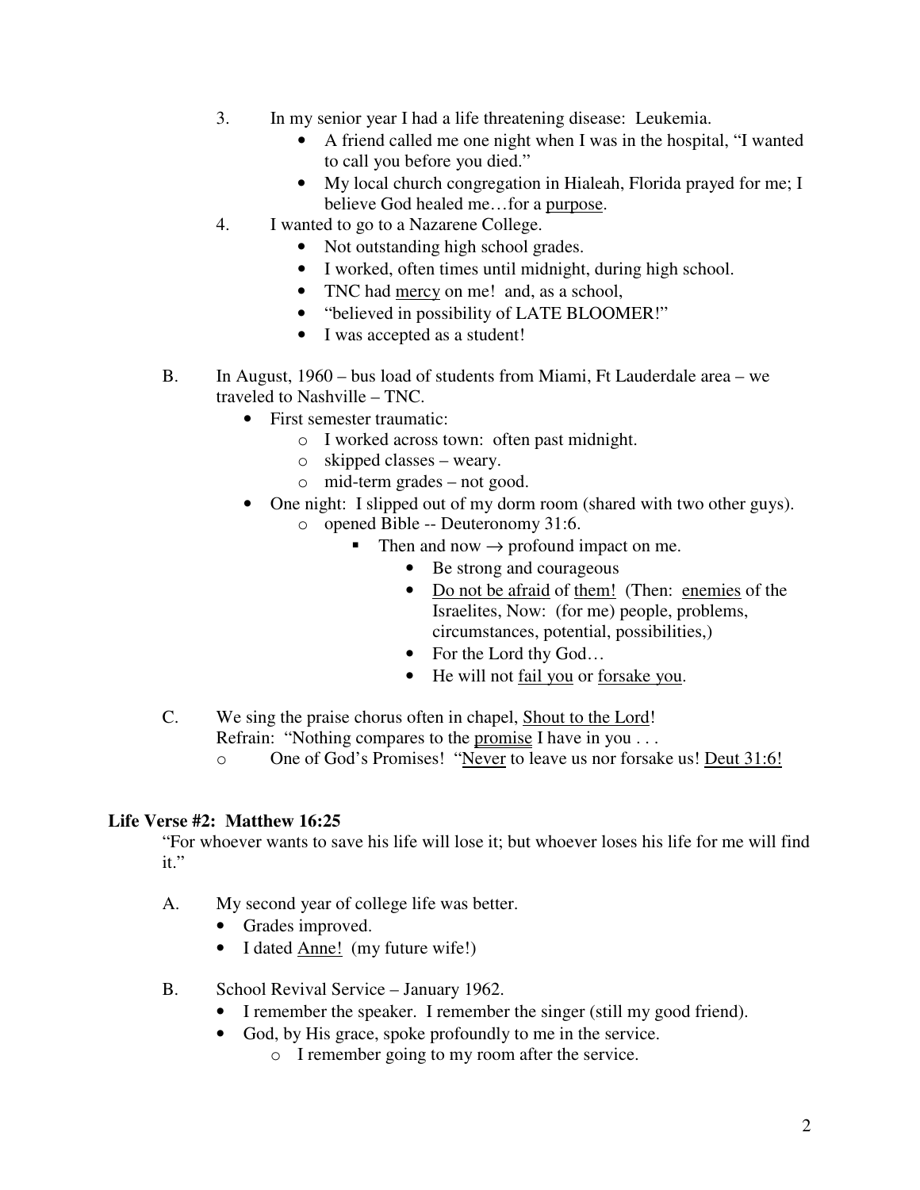3. In my senior year I had a life threatening disease: Leukemia.
   - A friend called me one night when I was in the hospital, "I wanted to call you before you died."
   - My local church congregation in Hialeah, Florida prayed for me; I believe God healed me…for a <u>purpose</u>.
4. I wanted to go to a Nazarene College.
   - Not outstanding high school grades.
   - I worked, often times until midnight, during high school.
   - TNC had <u>mercy</u> on me! and, as a school,
   - "believed in possibility of LATE BLOOMER!"
   - I was accepted as a student!

B. In August, 1960 – bus load of students from Miami, Ft Lauderdale area – we traveled to Nashville – TNC.
   - First semester traumatic:
     - I worked across town: often past midnight.
     - skipped classes – weary.
     - mid-term grades – not good.
   - One night: I slipped out of my dorm room (shared with two other guys).
     - opened Bible -- Deuteronomy 31:6.
       - Then and now → profound impact on me.
         - Be strong and courageous
         - <u>Do not be afraid</u> of <u>them!</u> (Then: <u>enemies</u> of the Israelites, Now: (for me) people, problems, circumstances, potential, possibilities,)
         - For the Lord thy God…
         - He will not <u>fail you</u> or <u>forsake you</u>.

C. We sing the praise chorus often in chapel, <u>Shout to the Lord</u>!
   Refrain: "Nothing compares to the <u>promise</u> I have in you . . .
   - One of God's Promises! "<u>Never</u> to leave us nor forsake us! <u>Deut 31:6!</u>

**Life Verse #2: Matthew 16:25**

"For whoever wants to save his life will lose it; but whoever loses his life for me will find it."

A. My second year of college life was better.
   - Grades improved.
   - I dated <u>Anne!</u> (my future wife!)

B. School Revival Service – January 1962.
   - I remember the speaker. I remember the singer (still my good friend).
   - God, by His grace, spoke profoundly to me in the service.
     - I remember going to my room after the service.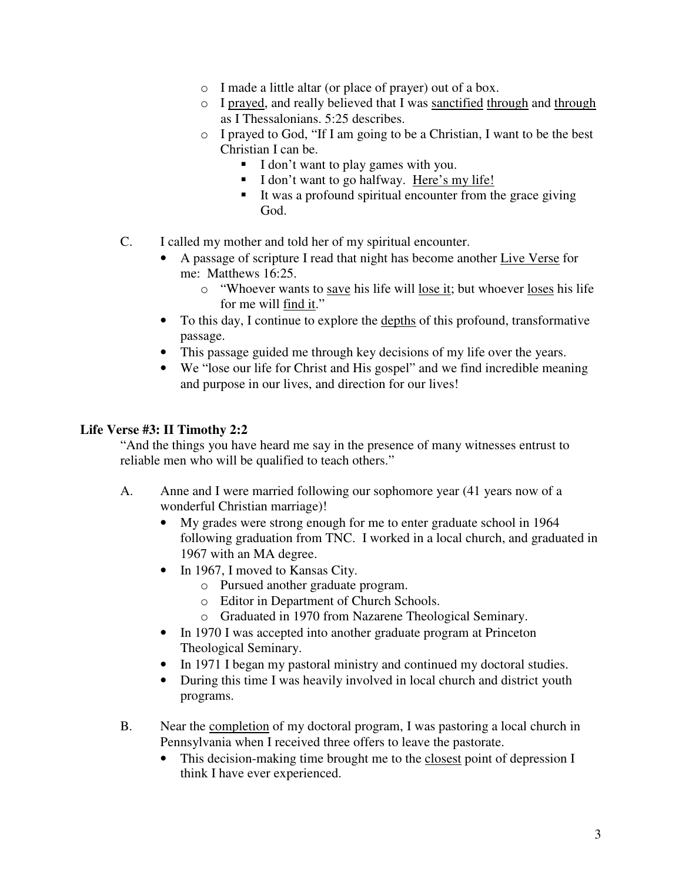- I made a little altar (or place of prayer) out of a box.
    - I prayed, and really believed that I was sanctified through and through as I Thessalonians. 5:25 describes.
    - I prayed to God, "If I am going to be a Christian, I want to be the best Christian I can be.
        - I don't want to play games with you.
        - I don't want to go halfway. Here's my life!
        - It was a profound spiritual encounter from the grace giving God.

C. I called my mother and told her of my spiritual encounter.
- A passage of scripture I read that night has become another Live Verse for me: Matthews 16:25.
    - "Whoever wants to save his life will lose it; but whoever loses his life for me will find it."
- To this day, I continue to explore the depths of this profound, transformative passage.
- This passage guided me through key decisions of my life over the years.
- We "lose our life for Christ and His gospel" and we find incredible meaning and purpose in our lives, and direction for our lives!

**Life Verse #3: II Timothy 2:2**

"And the things you have heard me say in the presence of many witnesses entrust to reliable men who will be qualified to teach others."

A. Anne and I were married following our sophomore year (41 years now of a wonderful Christian marriage)!
- My grades were strong enough for me to enter graduate school in 1964 following graduation from TNC. I worked in a local church, and graduated in 1967 with an MA degree.
- In 1967, I moved to Kansas City.
    - Pursued another graduate program.
    - Editor in Department of Church Schools.
    - Graduated in 1970 from Nazarene Theological Seminary.
- In 1970 I was accepted into another graduate program at Princeton Theological Seminary.
- In 1971 I began my pastoral ministry and continued my doctoral studies.
- During this time I was heavily involved in local church and district youth programs.

B. Near the completion of my doctoral program, I was pastoring a local church in Pennsylvania when I received three offers to leave the pastorate.
- This decision-making time brought me to the closest point of depression I think I have ever experienced.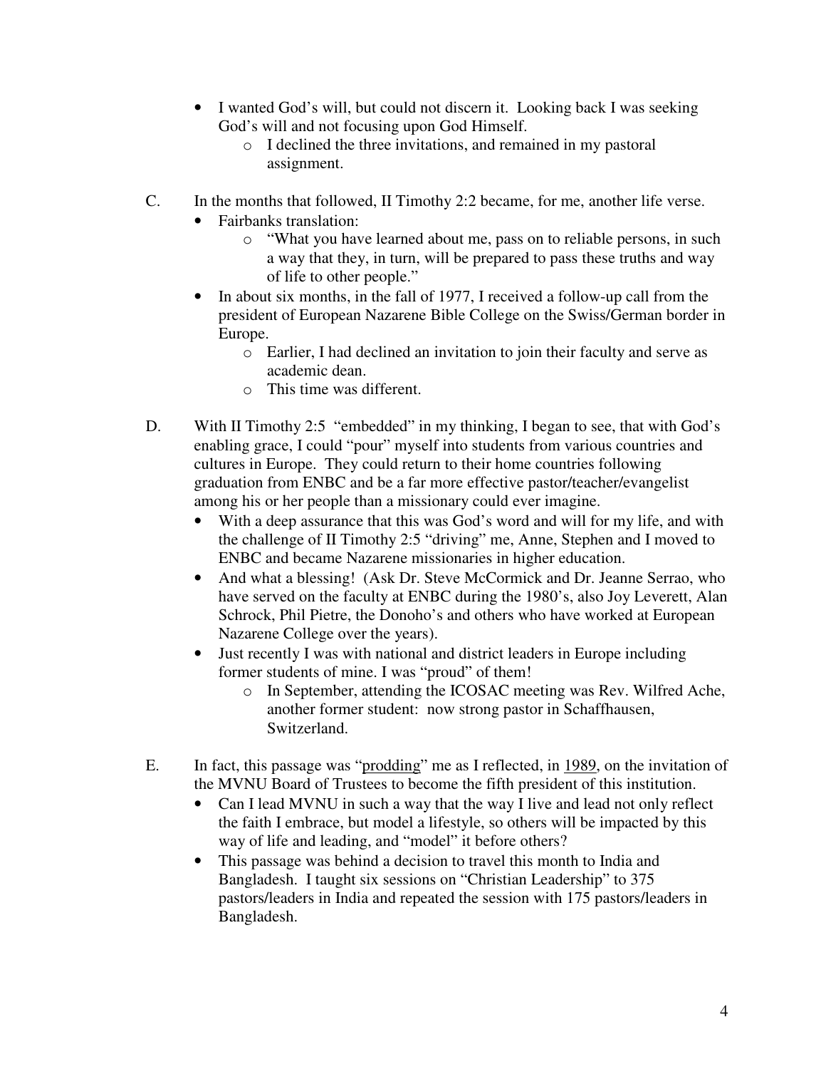- I wanted God's will, but could not discern it. Looking back I was seeking God's will and not focusing upon God Himself.
  - I declined the three invitations, and remained in my pastoral assignment.

C. In the months that followed, II Timothy 2:2 became, for me, another life verse.

- Fairbanks translation:
  - "What you have learned about me, pass on to reliable persons, in such a way that they, in turn, will be prepared to pass these truths and way of life to other people."
- In about six months, in the fall of 1977, I received a follow-up call from the president of European Nazarene Bible College on the Swiss/German border in Europe.
  - Earlier, I had declined an invitation to join their faculty and serve as academic dean.
  - This time was different.

D. With II Timothy 2:5 "embedded" in my thinking, I began to see, that with God's enabling grace, I could "pour" myself into students from various countries and cultures in Europe. They could return to their home countries following graduation from ENBC and be a far more effective pastor/teacher/evangelist among his or her people than a missionary could ever imagine.

- With a deep assurance that this was God's word and will for my life, and with the challenge of II Timothy 2:5 "driving" me, Anne, Stephen and I moved to ENBC and became Nazarene missionaries in higher education.
- And what a blessing! (Ask Dr. Steve McCormick and Dr. Jeanne Serrao, who have served on the faculty at ENBC during the 1980's, also Joy Leverett, Alan Schrock, Phil Pietre, the Donoho's and others who have worked at European Nazarene College over the years).
- Just recently I was with national and district leaders in Europe including former students of mine. I was "proud" of them!
  - In September, attending the ICOSAC meeting was Rev. Wilfred Ache, another former student: now strong pastor in Schaffhausen, Switzerland.

E. In fact, this passage was "<u>prodding</u>" me as I reflected, in <u>1989</u>, on the invitation of the MVNU Board of Trustees to become the fifth president of this institution.

- Can I lead MVNU in such a way that the way I live and lead not only reflect the faith I embrace, but model a lifestyle, so others will be impacted by this way of life and leading, and "model" it before others?
- This passage was behind a decision to travel this month to India and Bangladesh. I taught six sessions on "Christian Leadership" to 375 pastors/leaders in India and repeated the session with 175 pastors/leaders in Bangladesh.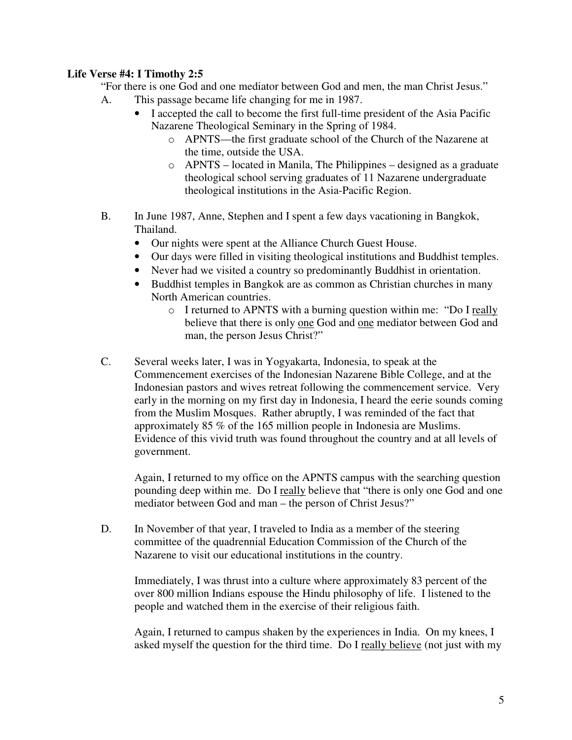**Life Verse #4: I Timothy 2:5**

"For there is one God and one mediator between God and men, the man Christ Jesus."

A. This passage became life changing for me in 1987.
   - I accepted the call to become the first full-time president of the Asia Pacific Nazarene Theological Seminary in the Spring of 1984.
     - APNTS—the first graduate school of the Church of the Nazarene at the time, outside the USA.
     - APNTS – located in Manila, The Philippines – designed as a graduate theological school serving graduates of 11 Nazarene undergraduate theological institutions in the Asia-Pacific Region.

B. In June 1987, Anne, Stephen and I spent a few days vacationing in Bangkok, Thailand.
   - Our nights were spent at the Alliance Church Guest House.
   - Our days were filled in visiting theological institutions and Buddhist temples.
   - Never had we visited a country so predominantly Buddhist in orientation.
   - Buddhist temples in Bangkok are as common as Christian churches in many North American countries.
     - I returned to APNTS with a burning question within me: "Do I <u>really</u> believe that there is only <u>one</u> God and <u>one</u> mediator between God and man, the person Jesus Christ?"

C. Several weeks later, I was in Yogyakarta, Indonesia, to speak at the Commencement exercises of the Indonesian Nazarene Bible College, and at the Indonesian pastors and wives retreat following the commencement service. Very early in the morning on my first day in Indonesia, I heard the eerie sounds coming from the Muslim Mosques. Rather abruptly, I was reminded of the fact that approximately 85 % of the 165 million people in Indonesia are Muslims. Evidence of this vivid truth was found throughout the country and at all levels of government.

   Again, I returned to my office on the APNTS campus with the searching question pounding deep within me. Do I <u>really</u> believe that "there is only one God and one mediator between God and man – the person of Christ Jesus?"

D. In November of that year, I traveled to India as a member of the steering committee of the quadrennial Education Commission of the Church of the Nazarene to visit our educational institutions in the country.

   Immediately, I was thrust into a culture where approximately 83 percent of the over 800 million Indians espouse the Hindu philosophy of life. I listened to the people and watched them in the exercise of their religious faith.

   Again, I returned to campus shaken by the experiences in India. On my knees, I asked myself the question for the third time. Do I <u>really believe</u> (not just with my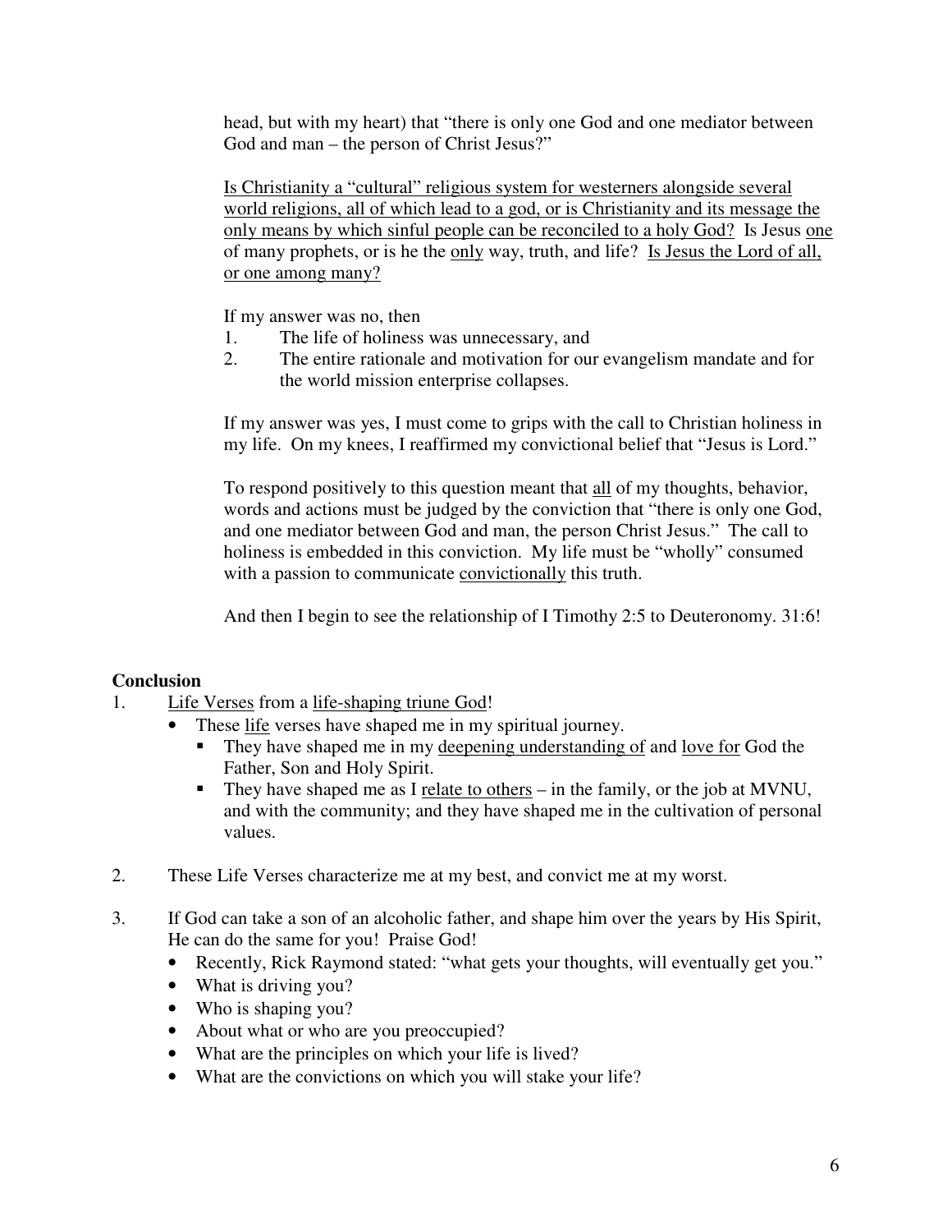head, but with my heart) that "there is only one God and one mediator between God and man – the person of Christ Jesus?"

<u>Is Christianity a "cultural" religious system for westerners alongside several world religions, all of which lead to a god, or is Christianity and its message the only means by which sinful people can be reconciled to a holy God?</u> Is Jesus <u>one</u> of many prophets, or is he the <u>only</u> way, truth, and life? <u>Is Jesus the Lord of all, or one among many?</u>

If my answer was no, then

1. The life of holiness was unnecessary, and
2. The entire rationale and motivation for our evangelism mandate and for the world mission enterprise collapses.

If my answer was yes, I must come to grips with the call to Christian holiness in my life. On my knees, I reaffirmed my convictional belief that "Jesus is Lord."

To respond positively to this question meant that <u>all</u> of my thoughts, behavior, words and actions must be judged by the conviction that "there is only one God, and one mediator between God and man, the person Christ Jesus." The call to holiness is embedded in this conviction. My life must be "wholly" consumed with a passion to communicate <u>convictionally</u> this truth.

And then I begin to see the relationship of I Timothy 2:5 to Deuteronomy. 31:6!

**Conclusion**

1. <u>Life Verses</u> from a <u>life-shaping triune God</u>!
   - These <u>life</u> verses have shaped me in my spiritual journey.
     - They have shaped me in my <u>deepening understanding of</u> and <u>love for</u> God the Father, Son and Holy Spirit.
     - They have shaped me as I <u>relate to others</u> – in the family, or the job at MVNU, and with the community; and they have shaped me in the cultivation of personal values.

2. These Life Verses characterize me at my best, and convict me at my worst.

3. If God can take a son of an alcoholic father, and shape him over the years by His Spirit, He can do the same for you! Praise God!
   - Recently, Rick Raymond stated: "what gets your thoughts, will eventually get you."
   - What is driving you?
   - Who is shaping you?
   - About what or who are you preoccupied?
   - What are the principles on which your life is lived?
   - What are the convictions on which you will stake your life?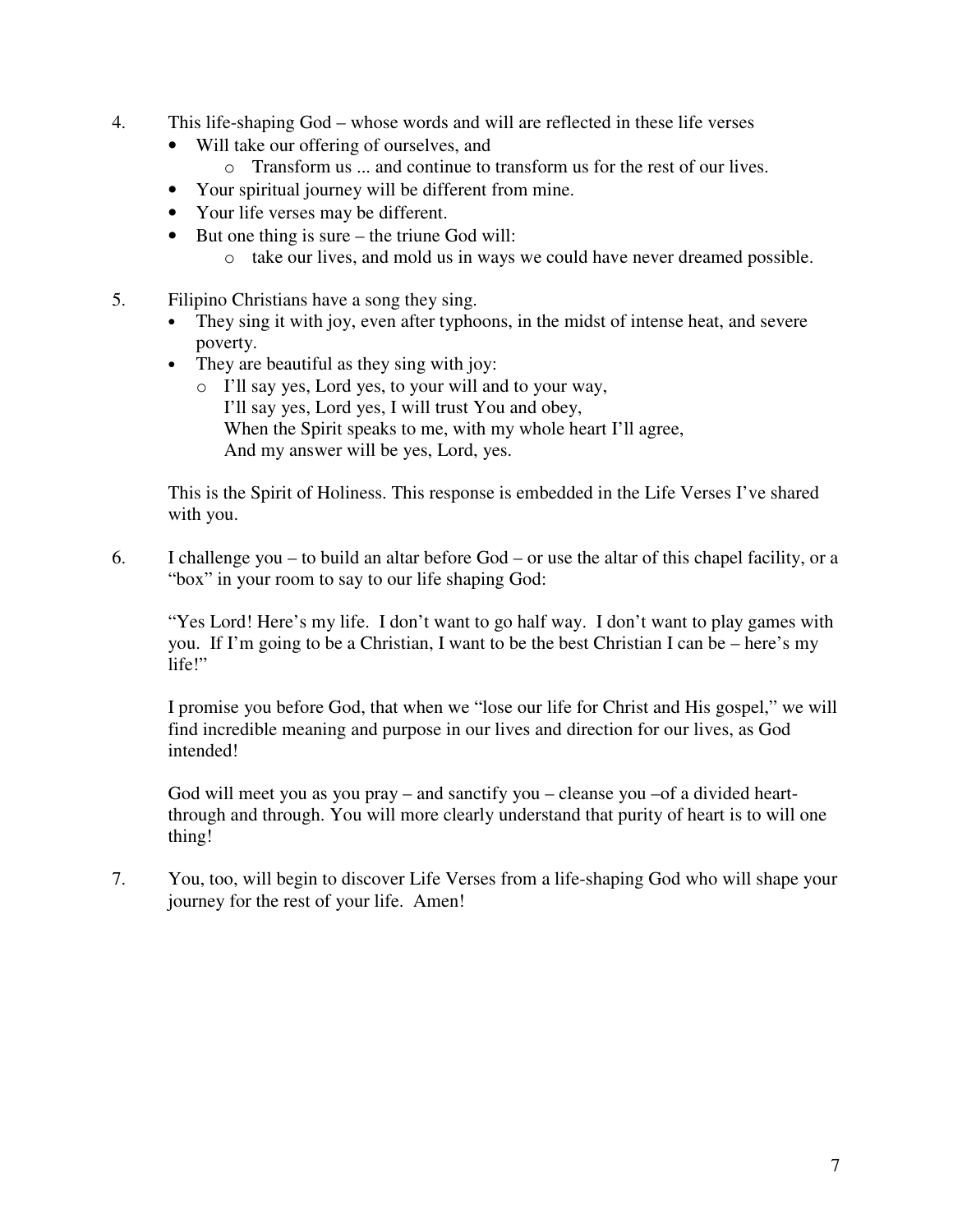4. This life-shaping God – whose words and will are reflected in these life verses
   - Will take our offering of ourselves, and
     - Transform us ... and continue to transform us for the rest of our lives.
   - Your spiritual journey will be different from mine.
   - Your life verses may be different.
   - But one thing is sure – the triune God will:
     - take our lives, and mold us in ways we could have never dreamed possible.

5. Filipino Christians have a song they sing.
   - They sing it with joy, even after typhoons, in the midst of intense heat, and severe poverty.
   - They are beautiful as they sing with joy:
     - I'll say yes, Lord yes, to your will and to your way,
       I'll say yes, Lord yes, I will trust You and obey,
       When the Spirit speaks to me, with my whole heart I'll agree,
       And my answer will be yes, Lord, yes.

   This is the Spirit of Holiness. This response is embedded in the Life Verses I've shared with you.

6. I challenge you – to build an altar before God – or use the altar of this chapel facility, or a "box" in your room to say to our life shaping God:

   "Yes Lord! Here's my life. I don't want to go half way. I don't want to play games with you. If I'm going to be a Christian, I want to be the best Christian I can be – here's my life!"

   I promise you before God, that when we "lose our life for Christ and His gospel," we will find incredible meaning and purpose in our lives and direction for our lives, as God intended!

   God will meet you as you pray – and sanctify you – cleanse you –of a divided heart- through and through. You will more clearly understand that purity of heart is to will one thing!

7. You, too, will begin to discover Life Verses from a life-shaping God who will shape your journey for the rest of your life. Amen!